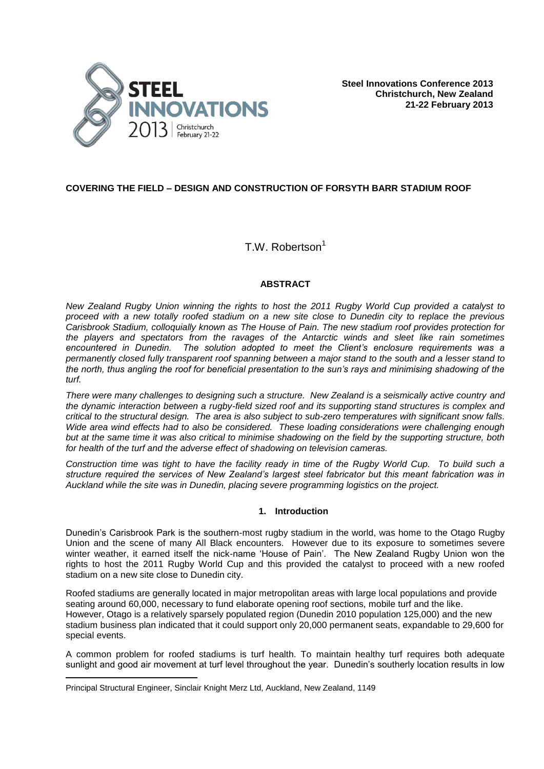**Steel Innovations Conference 2013**
**Christchurch, New Zealand**
**21-22 February 2013**

# COVERING THE FIELD – DESIGN AND CONSTRUCTION OF FORSYTH BARR STADIUM ROOF

T.W. Robertson[1]

## ABSTRACT

*New Zealand Rugby Union winning the rights to host the 2011 Rugby World Cup provided a catalyst to proceed with a new totally roofed stadium on a new site close to Dunedin city to replace the previous Carisbrook Stadium, colloquially known as The House of Pain. The new stadium roof provides protection for the players and spectators from the ravages of the Antarctic winds and sleet like rain sometimes encountered in Dunedin. The solution adopted to meet the Client's enclosure requirements was a permanently closed fully transparent roof spanning between a major stand to the south and a lesser stand to the north, thus angling the roof for beneficial presentation to the sun's rays and minimising shadowing of the turf.*

*There were many challenges to designing such a structure. New Zealand is a seismically active country and the dynamic interaction between a rugby-field sized roof and its supporting stand structures is complex and critical to the structural design. The area is also subject to sub-zero temperatures with significant snow falls. Wide area wind effects had to also be considered. These loading considerations were challenging enough but at the same time it was also critical to minimise shadowing on the field by the supporting structure, both for health of the turf and the adverse effect of shadowing on television cameras.*

*Construction time was tight to have the facility ready in time of the Rugby World Cup. To build such a structure required the services of New Zealand's largest steel fabricator but this meant fabrication was in Auckland while the site was in Dunedin, placing severe programming logistics on the project.*

## 1. Introduction

Dunedin's Carisbrook Park is the southern-most rugby stadium in the world, was home to the Otago Rugby Union and the scene of many All Black encounters. However due to its exposure to sometimes severe winter weather, it earned itself the nick-name 'House of Pain'. The New Zealand Rugby Union won the rights to host the 2011 Rugby World Cup and this provided the catalyst to proceed with a new roofed stadium on a new site close to Dunedin city.

Roofed stadiums are generally located in major metropolitan areas with large local populations and provide seating around 60,000, necessary to fund elaborate opening roof sections, mobile turf and the like. However, Otago is a relatively sparsely populated region (Dunedin 2010 population 125,000) and the new stadium business plan indicated that it could support only 20,000 permanent seats, expandable to 29,600 for special events.

A common problem for roofed stadiums is turf health. To maintain healthy turf requires both adequate sunlight and good air movement at turf level throughout the year. Dunedin's southerly location results in low

[1] Principal Structural Engineer, Sinclair Knight Merz Ltd, Auckland, New Zealand, 1149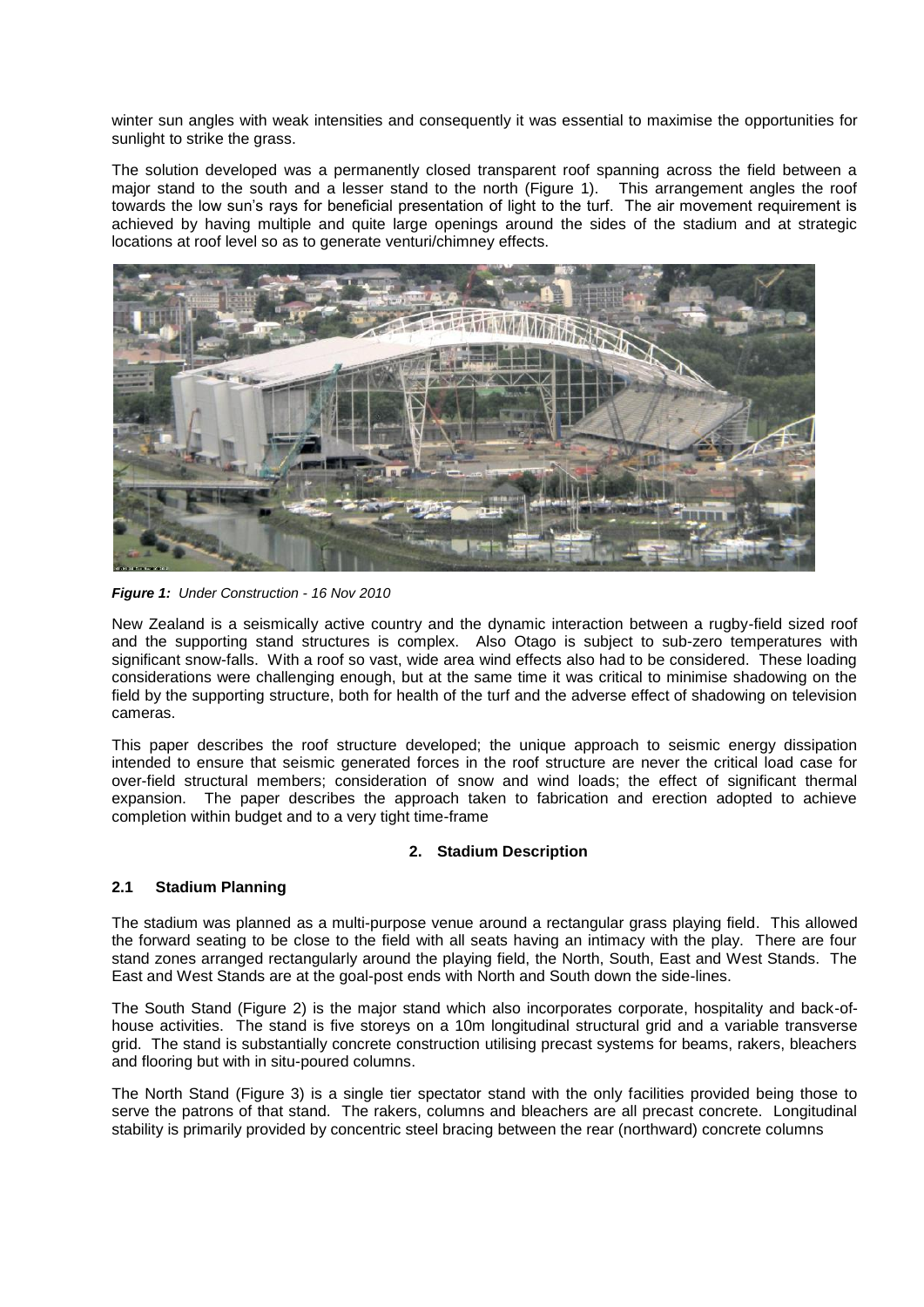winter sun angles with weak intensities and consequently it was essential to maximise the opportunities for sunlight to strike the grass.

The solution developed was a permanently closed transparent roof spanning across the field between a major stand to the south and a lesser stand to the north (Figure 1). This arrangement angles the roof towards the low sun's rays for beneficial presentation of light to the turf. The air movement requirement is achieved by having multiple and quite large openings around the sides of the stadium and at strategic locations at roof level so as to generate venturi/chimney effects.

***Figure 1:*** *Under Construction - 16 Nov 2010*

New Zealand is a seismically active country and the dynamic interaction between a rugby-field sized roof and the supporting stand structures is complex. Also Otago is subject to sub-zero temperatures with significant snow-falls. With a roof so vast, wide area wind effects also had to be considered. These loading considerations were challenging enough, but at the same time it was critical to minimise shadowing on the field by the supporting structure, both for health of the turf and the adverse effect of shadowing on television cameras.

This paper describes the roof structure developed; the unique approach to seismic energy dissipation intended to ensure that seismic generated forces in the roof structure are never the critical load case for over-field structural members; consideration of snow and wind loads; the effect of significant thermal expansion. The paper describes the approach taken to fabrication and erection adopted to achieve completion within budget and to a very tight time-frame

## 2. Stadium Description

### 2.1 Stadium Planning

The stadium was planned as a multi-purpose venue around a rectangular grass playing field. This allowed the forward seating to be close to the field with all seats having an intimacy with the play. There are four stand zones arranged rectangularly around the playing field, the North, South, East and West Stands. The East and West Stands are at the goal-post ends with North and South down the side-lines.

The South Stand (Figure 2) is the major stand which also incorporates corporate, hospitality and back-of-house activities. The stand is five storeys on a 10m longitudinal structural grid and a variable transverse grid. The stand is substantially concrete construction utilising precast systems for beams, rakers, bleachers and flooring but with in situ-poured columns.

The North Stand (Figure 3) is a single tier spectator stand with the only facilities provided being those to serve the patrons of that stand. The rakers, columns and bleachers are all precast concrete. Longitudinal stability is primarily provided by concentric steel bracing between the rear (northward) concrete columns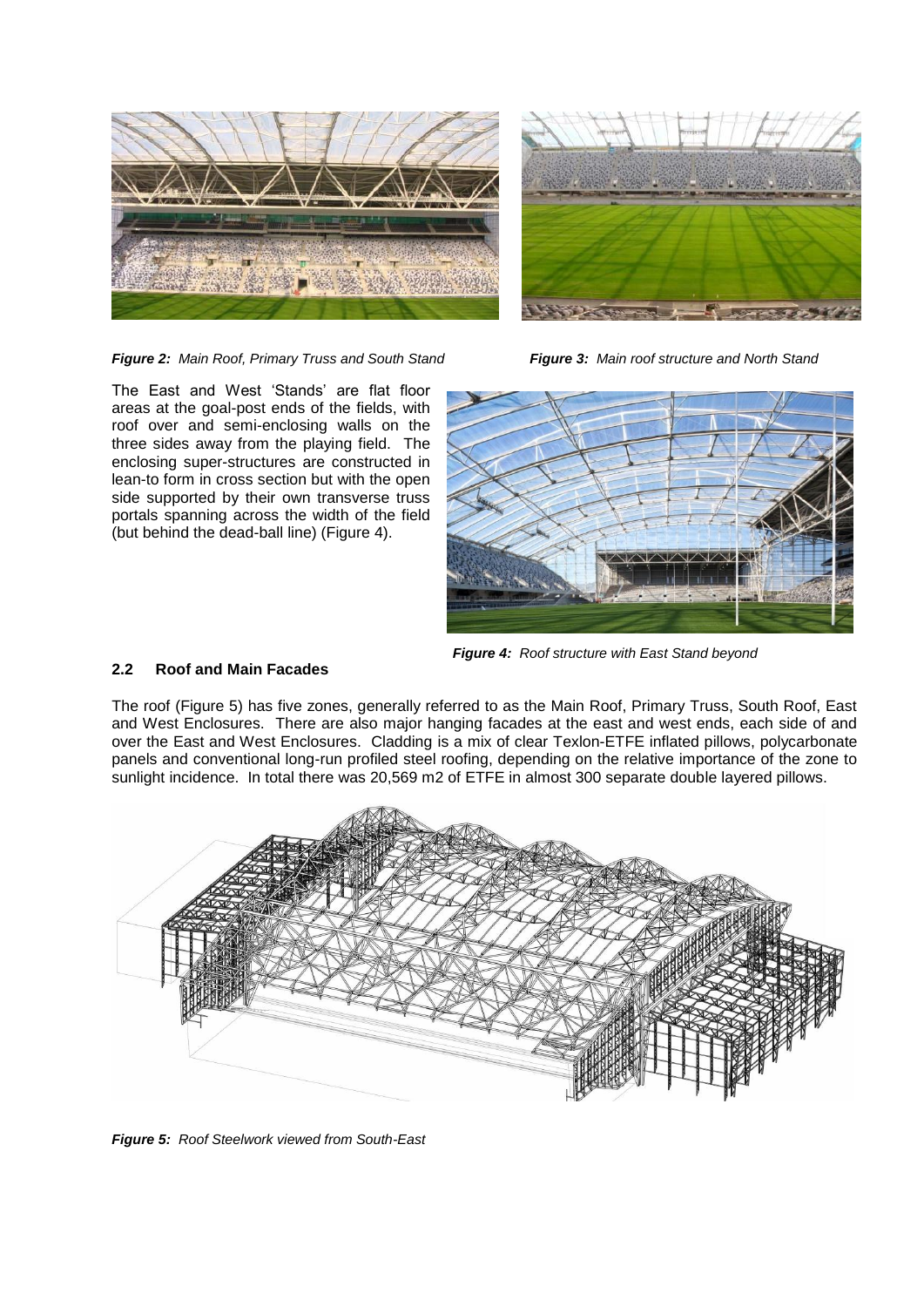*Figure 2: Main Roof, Primary Truss and South Stand*

*Figure 3: Main roof structure and North Stand*

The East and West 'Stands' are flat floor areas at the goal-post ends of the fields, with roof over and semi-enclosing walls on the three sides away from the playing field. The enclosing super-structures are constructed in lean-to form in cross section but with the open side supported by their own transverse truss portals spanning across the width of the field (but behind the dead-ball line) (Figure 4).

*Figure 4: Roof structure with East Stand beyond*

### 2.2 Roof and Main Facades

The roof (Figure 5) has five zones, generally referred to as the Main Roof, Primary Truss, South Roof, East and West Enclosures. There are also major hanging facades at the east and west ends, each side of and over the East and West Enclosures. Cladding is a mix of clear Texlon-ETFE inflated pillows, polycarbonate panels and conventional long-run profiled steel roofing, depending on the relative importance of the zone to sunlight incidence. In total there was 20,569 m2 of ETFE in almost 300 separate double layered pillows.

*Figure 5: Roof Steelwork viewed from South-East*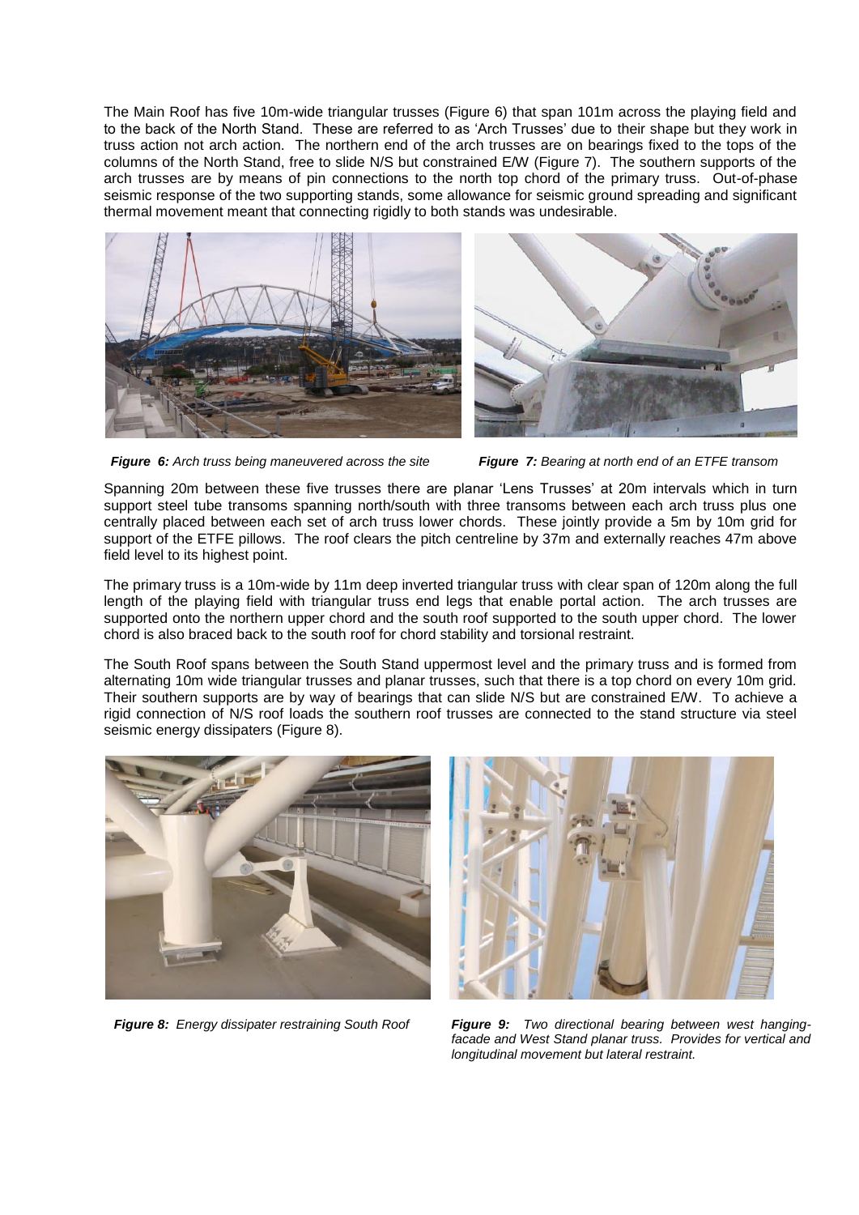The Main Roof has five 10m-wide triangular trusses (Figure 6) that span 101m across the playing field and to the back of the North Stand. These are referred to as 'Arch Trusses' due to their shape but they work in truss action not arch action. The northern end of the arch trusses are on bearings fixed to the tops of the columns of the North Stand, free to slide N/S but constrained E/W (Figure 7). The southern supports of the arch trusses are by means of pin connections to the north top chord of the primary truss. Out-of-phase seismic response of the two supporting stands, some allowance for seismic ground spreading and significant thermal movement meant that connecting rigidly to both stands was undesirable.

***Figure 6:*** *Arch truss being maneuvered across the site*

***Figure 7:*** *Bearing at north end of an ETFE transom*

Spanning 20m between these five trusses there are planar 'Lens Trusses' at 20m intervals which in turn support steel tube transoms spanning north/south with three transoms between each arch truss plus one centrally placed between each set of arch truss lower chords. These jointly provide a 5m by 10m grid for support of the ETFE pillows. The roof clears the pitch centreline by 37m and externally reaches 47m above field level to its highest point.

The primary truss is a 10m-wide by 11m deep inverted triangular truss with clear span of 120m along the full length of the playing field with triangular truss end legs that enable portal action. The arch trusses are supported onto the northern upper chord and the south roof supported to the south upper chord. The lower chord is also braced back to the south roof for chord stability and torsional restraint.

The South Roof spans between the South Stand uppermost level and the primary truss and is formed from alternating 10m wide triangular trusses and planar trusses, such that there is a top chord on every 10m grid. Their southern supports are by way of bearings that can slide N/S but are constrained E/W. To achieve a rigid connection of N/S roof loads the southern roof trusses are connected to the stand structure via steel seismic energy dissipaters (Figure 8).

***Figure 8:*** *Energy dissipater restraining South Roof*

***Figure 9:*** *Two directional bearing between west hanging-facade and West Stand planar truss. Provides for vertical and longitudinal movement but lateral restraint.*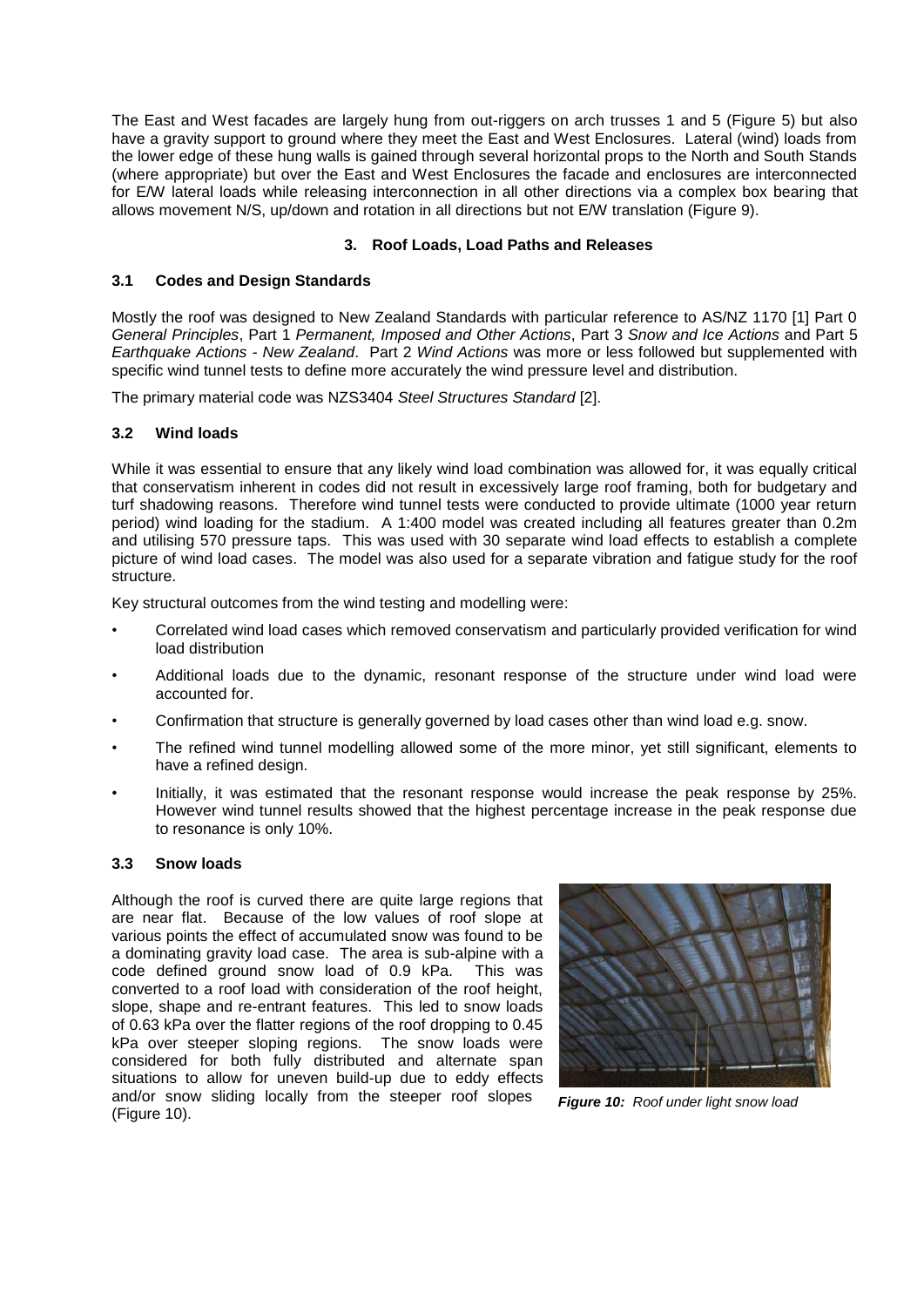The East and West facades are largely hung from out-riggers on arch trusses 1 and 5 (Figure 5) but also have a gravity support to ground where they meet the East and West Enclosures. Lateral (wind) loads from the lower edge of these hung walls is gained through several horizontal props to the North and South Stands (where appropriate) but over the East and West Enclosures the facade and enclosures are interconnected for E/W lateral loads while releasing interconnection in all other directions via a complex box bearing that allows movement N/S, up/down and rotation in all directions but not E/W translation (Figure 9).

## 3. Roof Loads, Load Paths and Releases

### 3.1 Codes and Design Standards

Mostly the roof was designed to New Zealand Standards with particular reference to AS/NZ 1170 [1] Part 0 *General Principles*, Part 1 *Permanent, Imposed and Other Actions*, Part 3 *Snow and Ice Actions* and Part 5 *Earthquake Actions - New Zealand*. Part 2 *Wind Actions* was more or less followed but supplemented with specific wind tunnel tests to define more accurately the wind pressure level and distribution.

The primary material code was NZS3404 *Steel Structures Standard* [2].

### 3.2 Wind loads

While it was essential to ensure that any likely wind load combination was allowed for, it was equally critical that conservatism inherent in codes did not result in excessively large roof framing, both for budgetary and turf shadowing reasons. Therefore wind tunnel tests were conducted to provide ultimate (1000 year return period) wind loading for the stadium. A 1:400 model was created including all features greater than 0.2m and utilising 570 pressure taps. This was used with 30 separate wind load effects to establish a complete picture of wind load cases. The model was also used for a separate vibration and fatigue study for the roof structure.

Key structural outcomes from the wind testing and modelling were:

- Correlated wind load cases which removed conservatism and particularly provided verification for wind load distribution
- Additional loads due to the dynamic, resonant response of the structure under wind load were accounted for.
- Confirmation that structure is generally governed by load cases other than wind load e.g. snow.
- The refined wind tunnel modelling allowed some of the more minor, yet still significant, elements to have a refined design.
- Initially, it was estimated that the resonant response would increase the peak response by 25%. However wind tunnel results showed that the highest percentage increase in the peak response due to resonance is only 10%.

### 3.3 Snow loads

Although the roof is curved there are quite large regions that are near flat. Because of the low values of roof slope at various points the effect of accumulated snow was found to be a dominating gravity load case. The area is sub-alpine with a code defined ground snow load of 0.9 kPa. This was converted to a roof load with consideration of the roof height, slope, shape and re-entrant features. This led to snow loads of 0.63 kPa over the flatter regions of the roof dropping to 0.45 kPa over steeper sloping regions. The snow loads were considered for both fully distributed and alternate span situations to allow for uneven build-up due to eddy effects and/or snow sliding locally from the steeper roof slopes (Figure 10).

***Figure 10:*** *Roof under light snow load*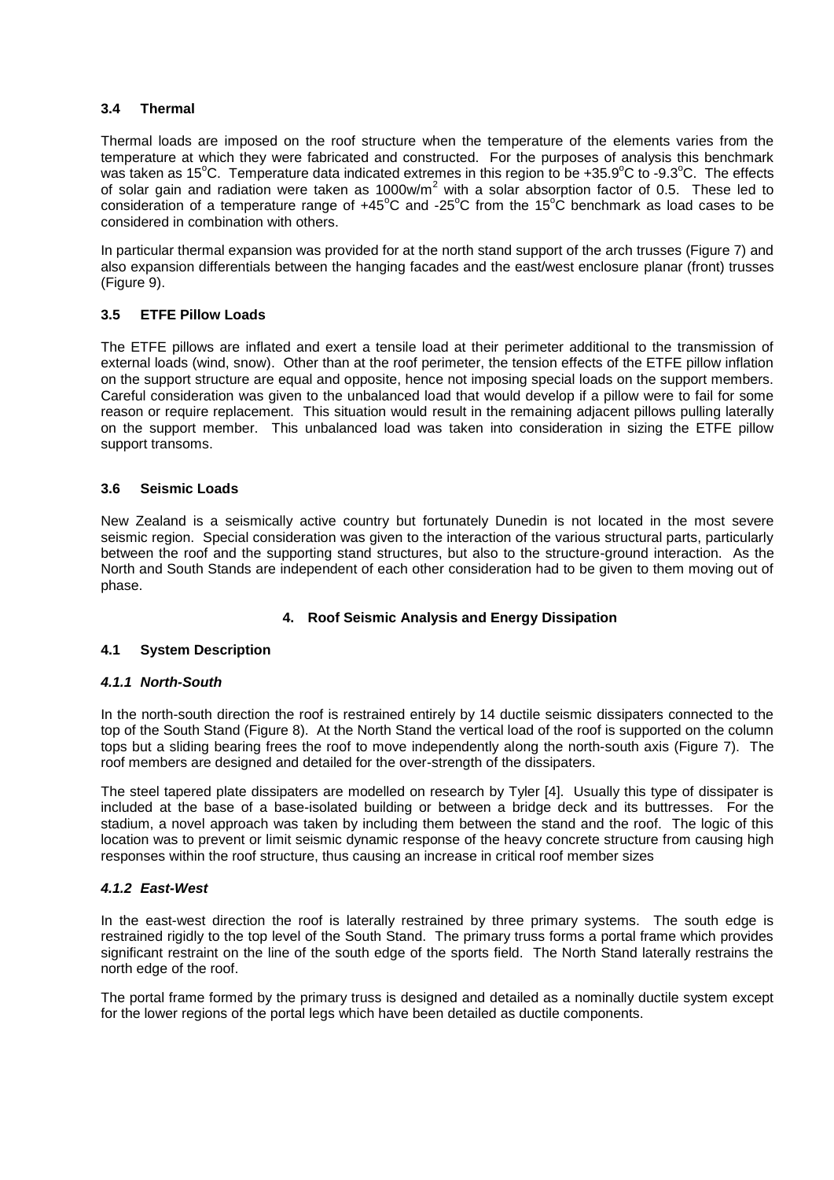### 3.4 Thermal

Thermal loads are imposed on the roof structure when the temperature of the elements varies from the temperature at which they were fabricated and constructed. For the purposes of analysis this benchmark was taken as 15$^{o}$C. Temperature data indicated extremes in this region to be +35.9$^{o}$C to -9.3$^{o}$C. The effects of solar gain and radiation were taken as 1000w/m$^2$ with a solar absorption factor of 0.5. These led to consideration of a temperature range of +45$^{o}$C and -25$^{o}$C from the 15$^{o}$C benchmark as load cases to be considered in combination with others.

In particular thermal expansion was provided for at the north stand support of the arch trusses (Figure 7) and also expansion differentials between the hanging facades and the east/west enclosure planar (front) trusses (Figure 9).

### 3.5 ETFE Pillow Loads

The ETFE pillows are inflated and exert a tensile load at their perimeter additional to the transmission of external loads (wind, snow). Other than at the roof perimeter, the tension effects of the ETFE pillow inflation on the support structure are equal and opposite, hence not imposing special loads on the support members. Careful consideration was given to the unbalanced load that would develop if a pillow were to fail for some reason or require replacement. This situation would result in the remaining adjacent pillows pulling laterally on the support member. This unbalanced load was taken into consideration in sizing the ETFE pillow support transoms.

### 3.6 Seismic Loads

New Zealand is a seismically active country but fortunately Dunedin is not located in the most severe seismic region. Special consideration was given to the interaction of the various structural parts, particularly between the roof and the supporting stand structures, but also to the structure-ground interaction. As the North and South Stands are independent of each other consideration had to be given to them moving out of phase.

## 4. Roof Seismic Analysis and Energy Dissipation

### 4.1 System Description

#### *4.1.1 North-South*

In the north-south direction the roof is restrained entirely by 14 ductile seismic dissipaters connected to the top of the South Stand (Figure 8). At the North Stand the vertical load of the roof is supported on the column tops but a sliding bearing frees the roof to move independently along the north-south axis (Figure 7). The roof members are designed and detailed for the over-strength of the dissipaters.

The steel tapered plate dissipaters are modelled on research by Tyler [4]. Usually this type of dissipater is included at the base of a base-isolated building or between a bridge deck and its buttresses. For the stadium, a novel approach was taken by including them between the stand and the roof. The logic of this location was to prevent or limit seismic dynamic response of the heavy concrete structure from causing high responses within the roof structure, thus causing an increase in critical roof member sizes

#### *4.1.2 East-West*

In the east-west direction the roof is laterally restrained by three primary systems. The south edge is restrained rigidly to the top level of the South Stand. The primary truss forms a portal frame which provides significant restraint on the line of the south edge of the sports field. The North Stand laterally restrains the north edge of the roof.

The portal frame formed by the primary truss is designed and detailed as a nominally ductile system except for the lower regions of the portal legs which have been detailed as ductile components.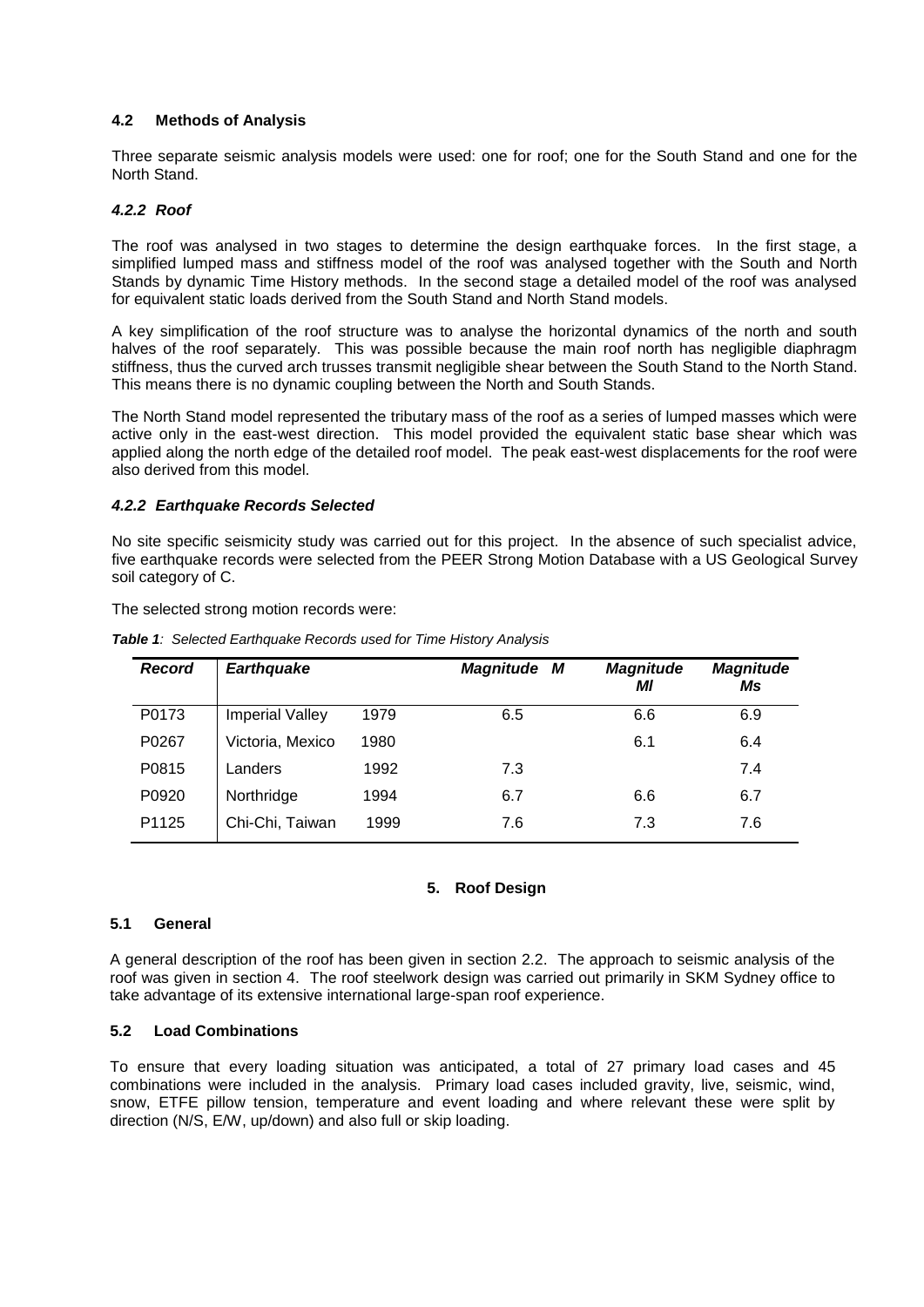### 4.2 Methods of Analysis

Three separate seismic analysis models were used: one for roof; one for the South Stand and one for the North Stand.

#### *4.2.2 Roof*

The roof was analysed in two stages to determine the design earthquake forces. In the first stage, a simplified lumped mass and stiffness model of the roof was analysed together with the South and North Stands by dynamic Time History methods. In the second stage a detailed model of the roof was analysed for equivalent static loads derived from the South Stand and North Stand models.

A key simplification of the roof structure was to analyse the horizontal dynamics of the north and south halves of the roof separately. This was possible because the main roof north has negligible diaphragm stiffness, thus the curved arch trusses transmit negligible shear between the South Stand to the North Stand. This means there is no dynamic coupling between the North and South Stands.

The North Stand model represented the tributary mass of the roof as a series of lumped masses which were active only in the east-west direction. This model provided the equivalent static base shear which was applied along the north edge of the detailed roof model. The peak east-west displacements for the roof were also derived from this model.

#### *4.2.2 Earthquake Records Selected*

No site specific seismicity study was carried out for this project. In the absence of such specialist advice, five earthquake records were selected from the PEER Strong Motion Database with a US Geological Survey soil category of C.

The selected strong motion records were:

***Table 1**: Selected Earthquake Records used for Time History Analysis*

| *Record* | *Earthquake* | | *Magnitude M* | *Magnitude Ml* | *Magnitude Ms* |
|---|---|---|---|---|---|
| P0173 | Imperial Valley | 1979 | 6.5 | 6.6 | 6.9 |
| P0267 | Victoria, Mexico | 1980 | | 6.1 | 6.4 |
| P0815 | Landers | 1992 | 7.3 | | 7.4 |
| P0920 | Northridge | 1994 | 6.7 | 6.6 | 6.7 |
| P1125 | Chi-Chi, Taiwan | 1999 | 7.6 | 7.3 | 7.6 |

## 5. Roof Design

### 5.1 General

A general description of the roof has been given in section 2.2. The approach to seismic analysis of the roof was given in section 4. The roof steelwork design was carried out primarily in SKM Sydney office to take advantage of its extensive international large-span roof experience.

### 5.2 Load Combinations

To ensure that every loading situation was anticipated, a total of 27 primary load cases and 45 combinations were included in the analysis. Primary load cases included gravity, live, seismic, wind, snow, ETFE pillow tension, temperature and event loading and where relevant these were split by direction (N/S, E/W, up/down) and also full or skip loading.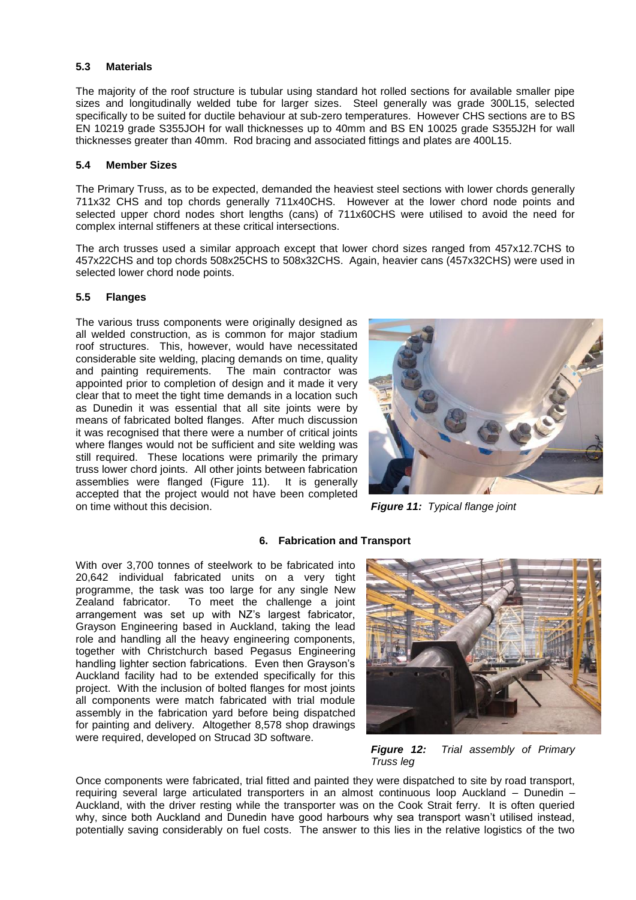### 5.3 Materials

The majority of the roof structure is tubular using standard hot rolled sections for available smaller pipe sizes and longitudinally welded tube for larger sizes. Steel generally was grade 300L15, selected specifically to be suited for ductile behaviour at sub-zero temperatures. However CHS sections are to BS EN 10219 grade S355JOH for wall thicknesses up to 40mm and BS EN 10025 grade S355J2H for wall thicknesses greater than 40mm. Rod bracing and associated fittings and plates are 400L15.

### 5.4 Member Sizes

The Primary Truss, as to be expected, demanded the heaviest steel sections with lower chords generally 711x32 CHS and top chords generally 711x40CHS. However at the lower chord node points and selected upper chord nodes short lengths (cans) of 711x60CHS were utilised to avoid the need for complex internal stiffeners at these critical intersections.

The arch trusses used a similar approach except that lower chord sizes ranged from 457x12.7CHS to 457x22CHS and top chords 508x25CHS to 508x32CHS. Again, heavier cans (457x32CHS) were used in selected lower chord node points.

### 5.5 Flanges

The various truss components were originally designed as all welded construction, as is common for major stadium roof structures. This, however, would have necessitated considerable site welding, placing demands on time, quality and painting requirements. The main contractor was appointed prior to completion of design and it made it very clear that to meet the tight time demands in a location such as Dunedin it was essential that all site joints were by means of fabricated bolted flanges. After much discussion it was recognised that there were a number of critical joints where flanges would not be sufficient and site welding was still required. These locations were primarily the primary truss lower chord joints. All other joints between fabrication assemblies were flanged (Figure 11). It is generally accepted that the project would not have been completed on time without this decision.

***Figure 11:*** *Typical flange joint*

## 6. Fabrication and Transport

With over 3,700 tonnes of steelwork to be fabricated into 20,642 individual fabricated units on a very tight programme, the task was too large for any single New Zealand fabricator. To meet the challenge a joint arrangement was set up with NZ's largest fabricator, Grayson Engineering based in Auckland, taking the lead role and handling all the heavy engineering components, together with Christchurch based Pegasus Engineering handling lighter section fabrications. Even then Grayson's Auckland facility had to be extended specifically for this project. With the inclusion of bolted flanges for most joints all components were match fabricated with trial module assembly in the fabrication yard before being dispatched for painting and delivery. Altogether 8,578 shop drawings were required, developed on Strucad 3D software.

***Figure 12:*** *Trial assembly of Primary Truss leg*

Once components were fabricated, trial fitted and painted they were dispatched to site by road transport, requiring several large articulated transporters in an almost continuous loop Auckland – Dunedin – Auckland, with the driver resting while the transporter was on the Cook Strait ferry. It is often queried why, since both Auckland and Dunedin have good harbours why sea transport wasn't utilised instead, potentially saving considerably on fuel costs. The answer to this lies in the relative logistics of the two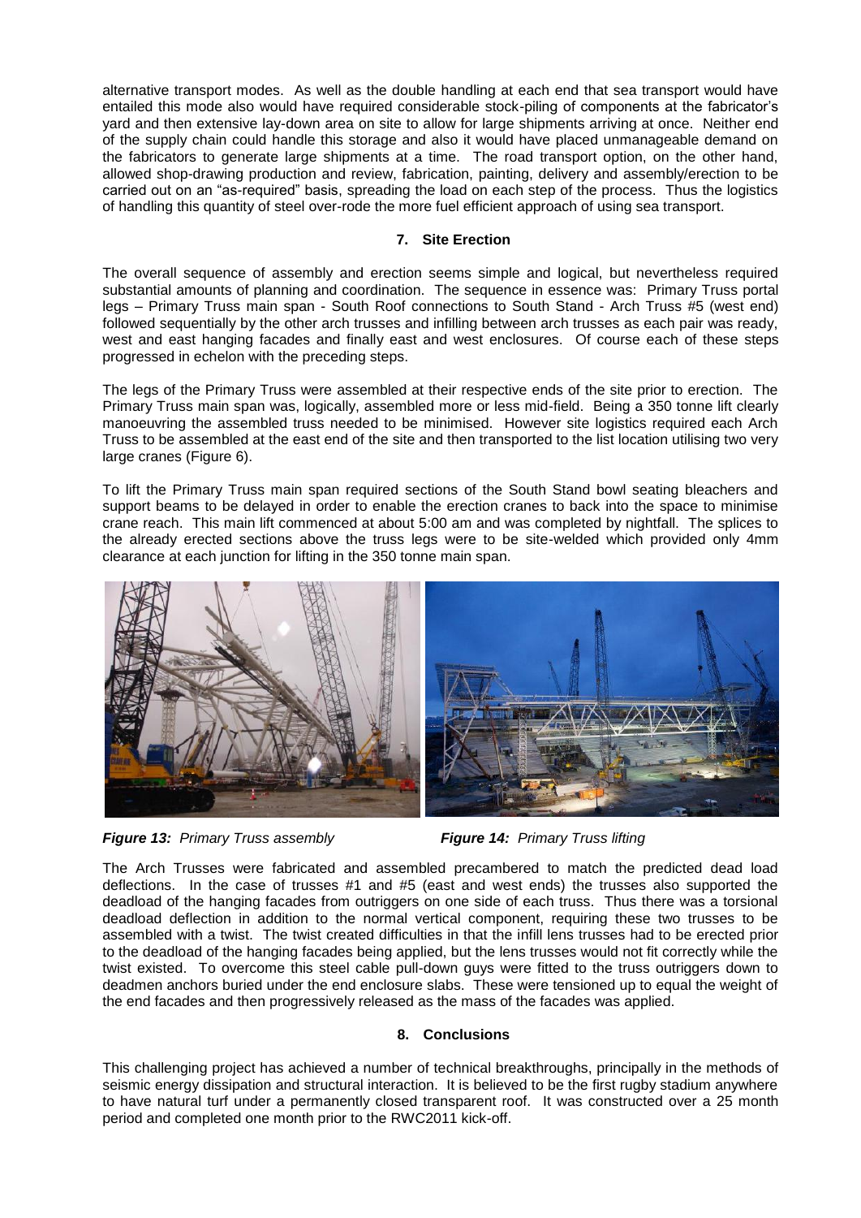alternative transport modes. As well as the double handling at each end that sea transport would have entailed this mode also would have required considerable stock-piling of components at the fabricator's yard and then extensive lay-down area on site to allow for large shipments arriving at once. Neither end of the supply chain could handle this storage and also it would have placed unmanageable demand on the fabricators to generate large shipments at a time. The road transport option, on the other hand, allowed shop-drawing production and review, fabrication, painting, delivery and assembly/erection to be carried out on an "as-required" basis, spreading the load on each step of the process. Thus the logistics of handling this quantity of steel over-rode the more fuel efficient approach of using sea transport.

## 7. Site Erection

The overall sequence of assembly and erection seems simple and logical, but nevertheless required substantial amounts of planning and coordination. The sequence in essence was: Primary Truss portal legs – Primary Truss main span - South Roof connections to South Stand - Arch Truss #5 (west end) followed sequentially by the other arch trusses and infilling between arch trusses as each pair was ready, west and east hanging facades and finally east and west enclosures. Of course each of these steps progressed in echelon with the preceding steps.

The legs of the Primary Truss were assembled at their respective ends of the site prior to erection. The Primary Truss main span was, logically, assembled more or less mid-field. Being a 350 tonne lift clearly manoeuvring the assembled truss needed to be minimised. However site logistics required each Arch Truss to be assembled at the east end of the site and then transported to the list location utilising two very large cranes (Figure 6).

To lift the Primary Truss main span required sections of the South Stand bowl seating bleachers and support beams to be delayed in order to enable the erection cranes to back into the space to minimise crane reach. This main lift commenced at about 5:00 am and was completed by nightfall. The splices to the already erected sections above the truss legs were to be site-welded which provided only 4mm clearance at each junction for lifting in the 350 tonne main span.

***Figure 13:*** *Primary Truss assembly* ***Figure 14:*** *Primary Truss lifting*

The Arch Trusses were fabricated and assembled precambered to match the predicted dead load deflections. In the case of trusses #1 and #5 (east and west ends) the trusses also supported the deadload of the hanging facades from outriggers on one side of each truss. Thus there was a torsional deadload deflection in addition to the normal vertical component, requiring these two trusses to be assembled with a twist. The twist created difficulties in that the infill lens trusses had to be erected prior to the deadload of the hanging facades being applied, but the lens trusses would not fit correctly while the twist existed. To overcome this steel cable pull-down guys were fitted to the truss outriggers down to deadmen anchors buried under the end enclosure slabs. These were tensioned up to equal the weight of the end facades and then progressively released as the mass of the facades was applied.

## 8. Conclusions

This challenging project has achieved a number of technical breakthroughs, principally in the methods of seismic energy dissipation and structural interaction. It is believed to be the first rugby stadium anywhere to have natural turf under a permanently closed transparent roof. It was constructed over a 25 month period and completed one month prior to the RWC2011 kick-off.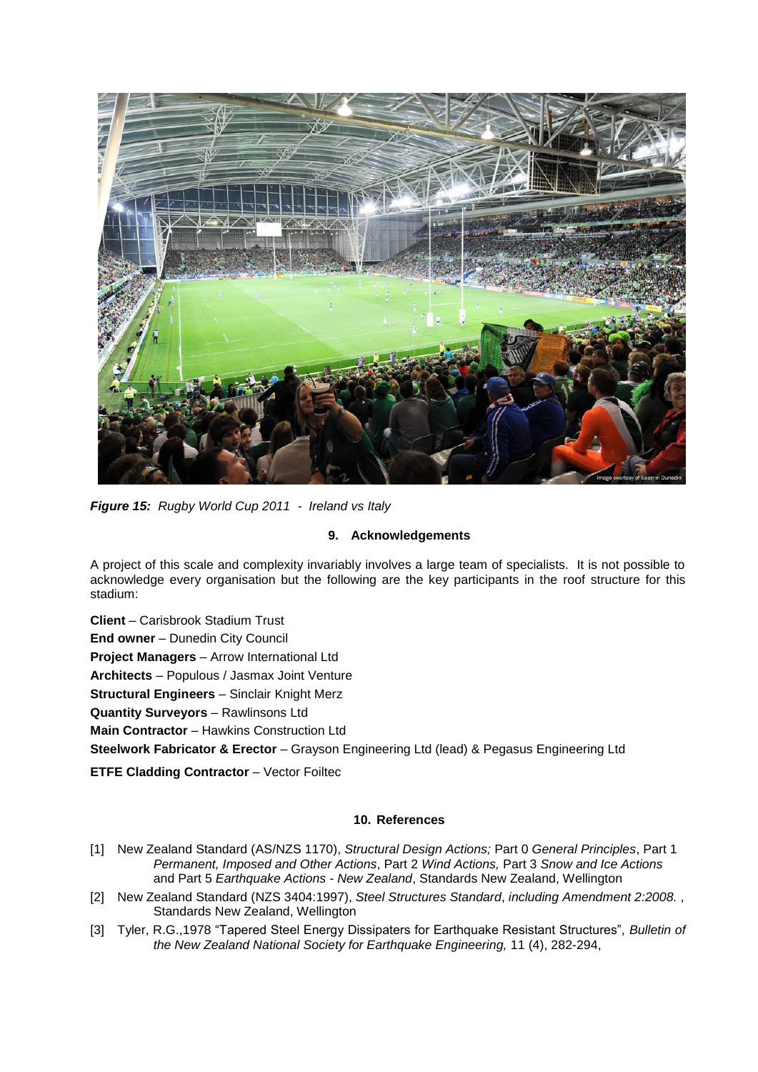*Figure 15: Rugby World Cup 2011 - Ireland vs Italy*

## 9. Acknowledgements

A project of this scale and complexity invariably involves a large team of specialists. It is not possible to acknowledge every organisation but the following are the key participants in the roof structure for this stadium:

**Client** – Carisbrook Stadium Trust

**End owner** – Dunedin City Council

**Project Managers** – Arrow International Ltd

**Architects** – Populous / Jasmax Joint Venture

**Structural Engineers** – Sinclair Knight Merz

**Quantity Surveyors** – Rawlinsons Ltd

**Main Contractor** – Hawkins Construction Ltd

**Steelwork Fabricator & Erector** – Grayson Engineering Ltd (lead) & Pegasus Engineering Ltd

**ETFE Cladding Contractor** – Vector Foiltec

## 10. References

[1] New Zealand Standard (AS/NZS 1170), *Structural Design Actions;* Part 0 *General Principles*, Part 1 *Permanent, Imposed and Other Actions*, Part 2 *Wind Actions,* Part 3 *Snow and Ice Actions* and Part 5 *Earthquake Actions - New Zealand*, Standards New Zealand, Wellington

[2] New Zealand Standard (NZS 3404:1997), *Steel Structures Standard*, *including Amendment 2:2008.* , Standards New Zealand, Wellington

[3] Tyler, R.G.,1978 "Tapered Steel Energy Dissipaters for Earthquake Resistant Structures", *Bulletin of the New Zealand National Society for Earthquake Engineering,* 11 (4), 282-294,